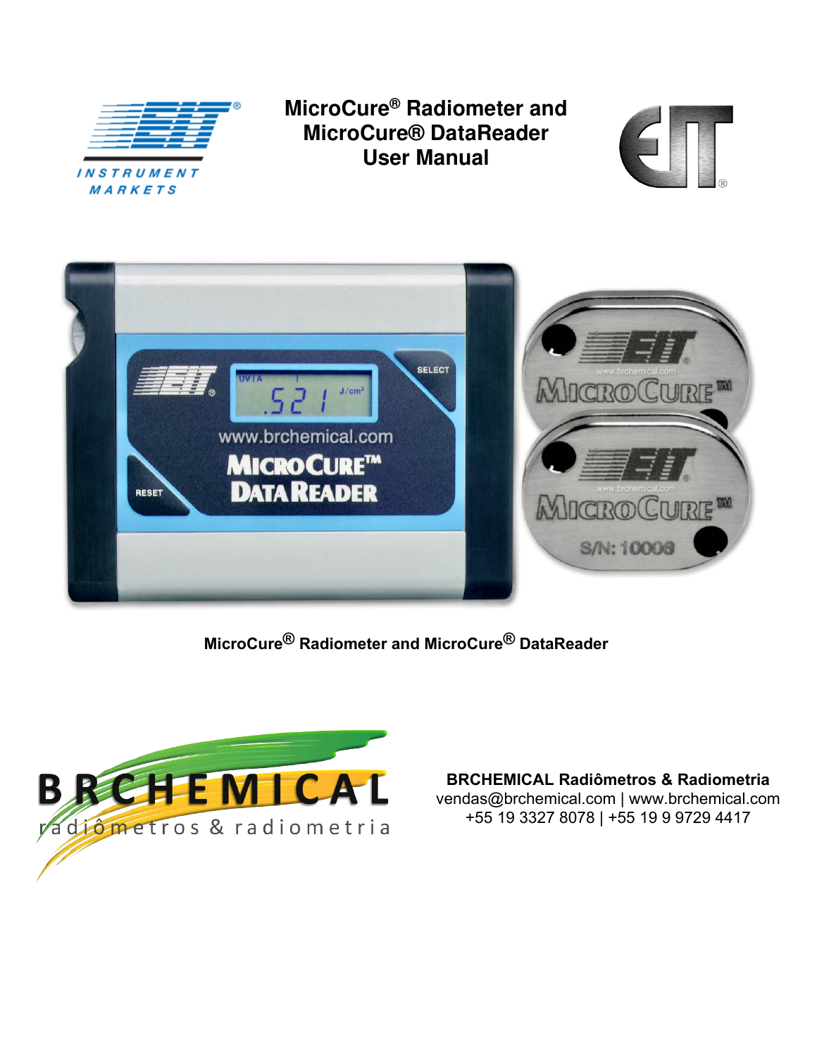# MicroCure® Radiometer and MicroCure® DataReader User Manual

MicroCure® Radiometer and MicroCure® DataReader

**BRCHEMICAL Radiômetros & Radiometria**
vendas@brchemical.com | www.brchemical.com
+55 19 3327 8078 | +55 19 9 9729 4417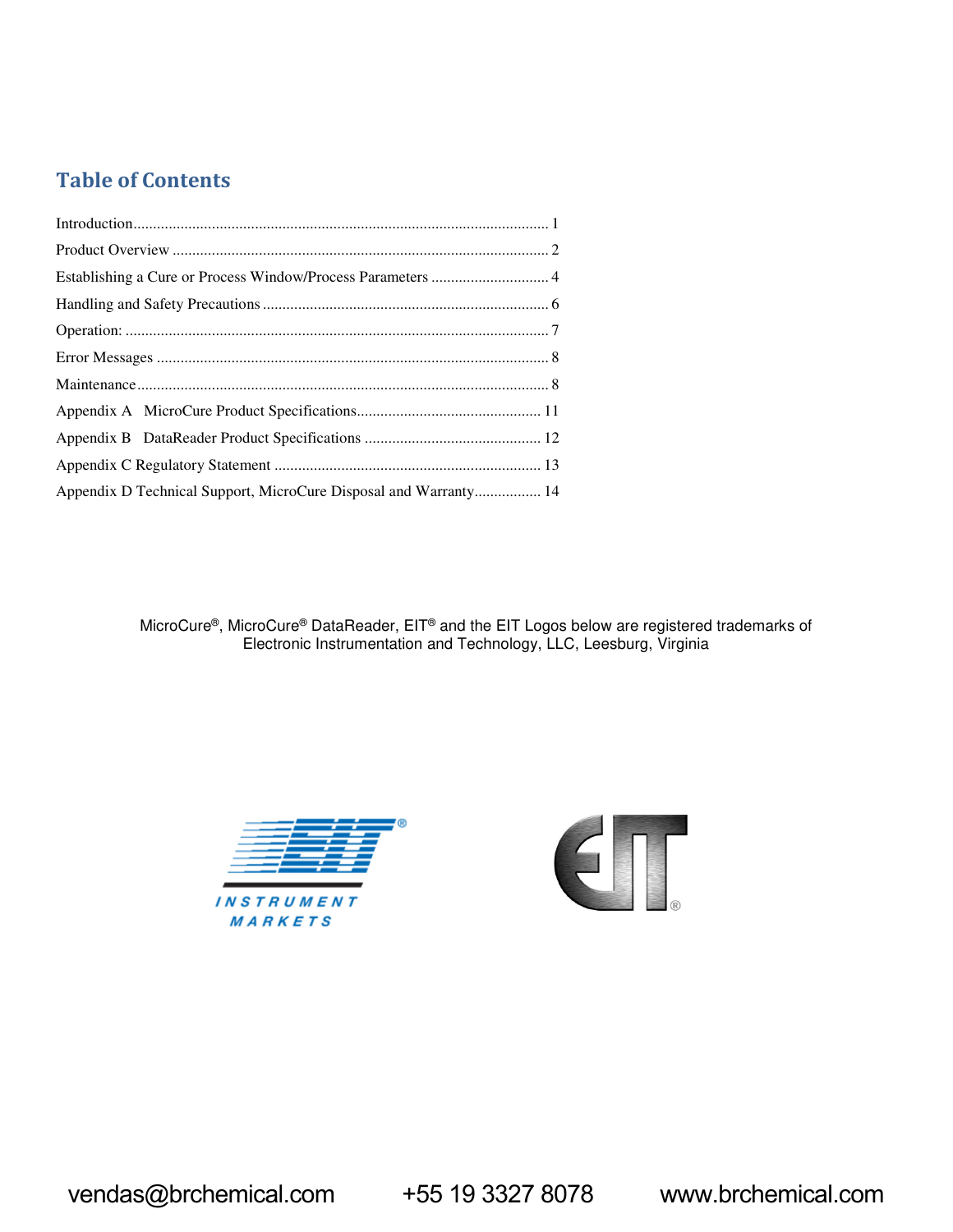## Table of Contents

Introduction........................................................................................................ 1

Product Overview ............................................................................................... 2

Establishing a Cure or Process Window/Process Parameters .............................. 4

Handling and Safety Precautions ........................................................................ 6

Operation: ........................................................................................................... 7

Error Messages ................................................................................................... 8

Maintenance........................................................................................................ 8

Appendix A MicroCure Product Specifications............................................... 11

Appendix B DataReader Product Specifications ............................................. 12

Appendix C Regulatory Statement .................................................................... 13

Appendix D Technical Support, MicroCure Disposal and Warranty................. 14

MicroCure®, MicroCure® DataReader, EIT® and the EIT Logos below are registered trademarks of Electronic Instrumentation and Technology, LLC, Leesburg, Virginia

INSTRUMENT MARKETS

vendas@brchemical.com +55 19 3327 8078 www.brchemical.com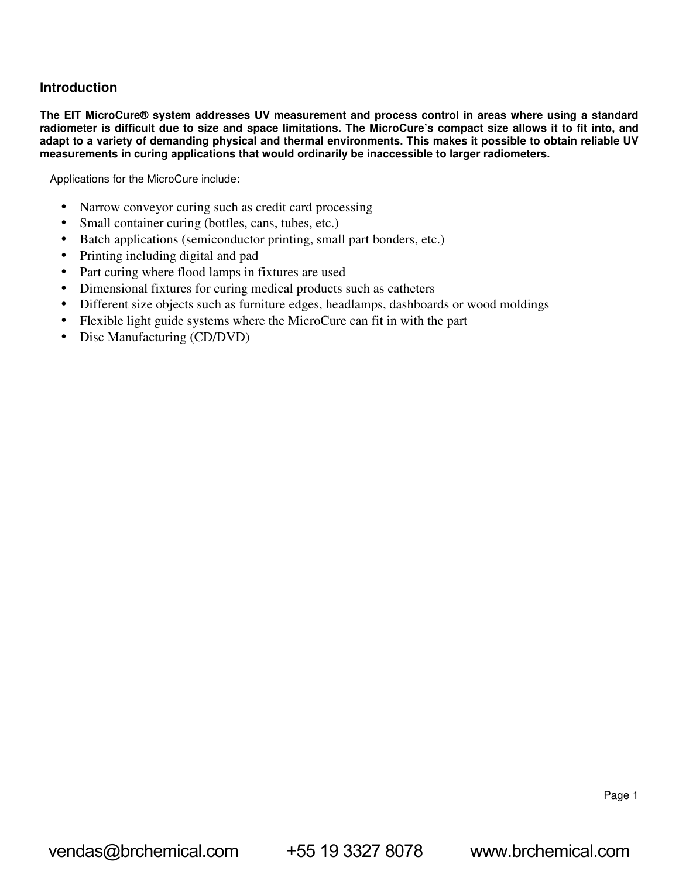## Introduction

**The EIT MicroCure® system addresses UV measurement and process control in areas where using a standard radiometer is difficult due to size and space limitations. The MicroCure's compact size allows it to fit into, and adapt to a variety of demanding physical and thermal environments. This makes it possible to obtain reliable UV measurements in curing applications that would ordinarily be inaccessible to larger radiometers.**

Applications for the MicroCure include:

- Narrow conveyor curing such as credit card processing
- Small container curing (bottles, cans, tubes, etc.)
- Batch applications (semiconductor printing, small part bonders, etc.)
- Printing including digital and pad
- Part curing where flood lamps in fixtures are used
- Dimensional fixtures for curing medical products such as catheters
- Different size objects such as furniture edges, headlamps, dashboards or wood moldings
- Flexible light guide systems where the MicroCure can fit in with the part
- Disc Manufacturing (CD/DVD)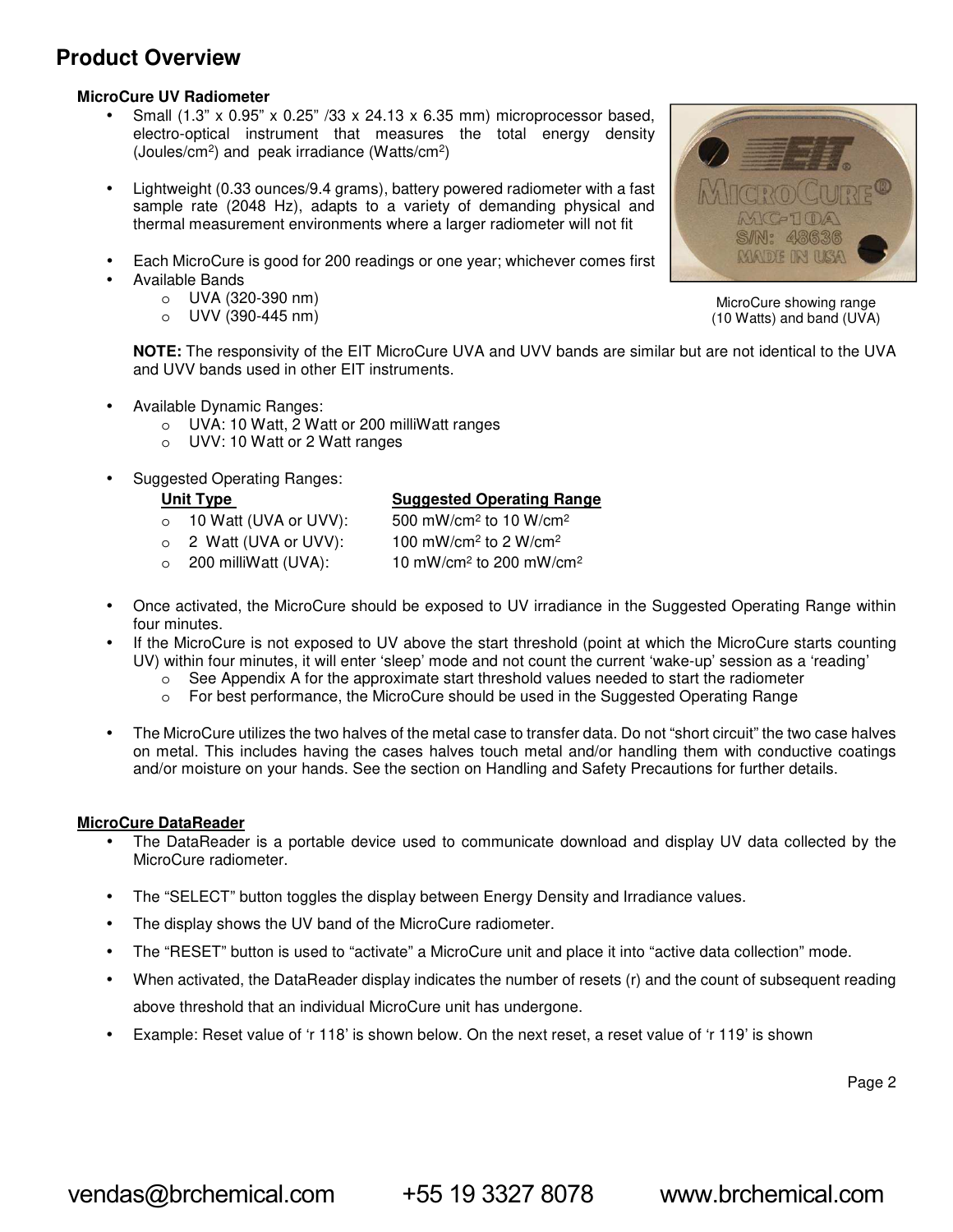## Product Overview

**MicroCure UV Radiometer**

- Small (1.3” x 0.95” x 0.25” /33 x 24.13 x 6.35 mm) microprocessor based, electro-optical instrument that measures the total energy density (Joules/cm$^2$) and peak irradiance (Watts/cm$^2$)

- Lightweight (0.33 ounces/9.4 grams), battery powered radiometer with a fast sample rate (2048 Hz), adapts to a variety of demanding physical and thermal measurement environments where a larger radiometer will not fit

- Each MicroCure is good for 200 readings or one year; whichever comes first
- Available Bands
  - UVA (320-390 nm)
  - UVV (390-445 nm)

MicroCure showing range (10 Watts) and band (UVA)

**NOTE:** The responsivity of the EIT MicroCure UVA and UVV bands are similar but are not identical to the UVA and UVV bands used in other EIT instruments.

- Available Dynamic Ranges:
  - UVA: 10 Watt, 2 Watt or 200 milliWatt ranges
  - UVV: 10 Watt or 2 Watt ranges

- Suggested Operating Ranges:

| Unit Type | Suggested Operating Range |
|---|---|
| 10 Watt (UVA or UVV): | 500 mW/cm$^2$ to 10 W/cm$^2$ |
| 2 Watt (UVA or UVV): | 100 mW/cm$^2$ to 2 W/cm$^2$ |
| 200 milliWatt (UVA): | 10 mW/cm$^2$ to 200 mW/cm$^2$ |

- Once activated, the MicroCure should be exposed to UV irradiance in the Suggested Operating Range within four minutes.
- If the MicroCure is not exposed to UV above the start threshold (point at which the MicroCure starts counting UV) within four minutes, it will enter ‘sleep’ mode and not count the current ‘wake-up’ session as a ‘reading’
  - See Appendix A for the approximate start threshold values needed to start the radiometer
  - For best performance, the MicroCure should be used in the Suggested Operating Range

- The MicroCure utilizes the two halves of the metal case to transfer data. Do not “short circuit” the two case halves on metal. This includes having the cases halves touch metal and/or handling them with conductive coatings and/or moisture on your hands. See the section on Handling and Safety Precautions for further details.

**MicroCure DataReader**

- The DataReader is a portable device used to communicate download and display UV data collected by the MicroCure radiometer.

- The “SELECT” button toggles the display between Energy Density and Irradiance values.

- The display shows the UV band of the MicroCure radiometer.

- The “RESET” button is used to “activate” a MicroCure unit and place it into “active data collection” mode.

- When activated, the DataReader display indicates the number of resets (r) and the count of subsequent reading above threshold that an individual MicroCure unit has undergone.

- Example: Reset value of ‘r 118’ is shown below. On the next reset, a reset value of ‘r 119’ is shown

vendas@brchemical.com +55 19 3327 8078 www.brchemical.com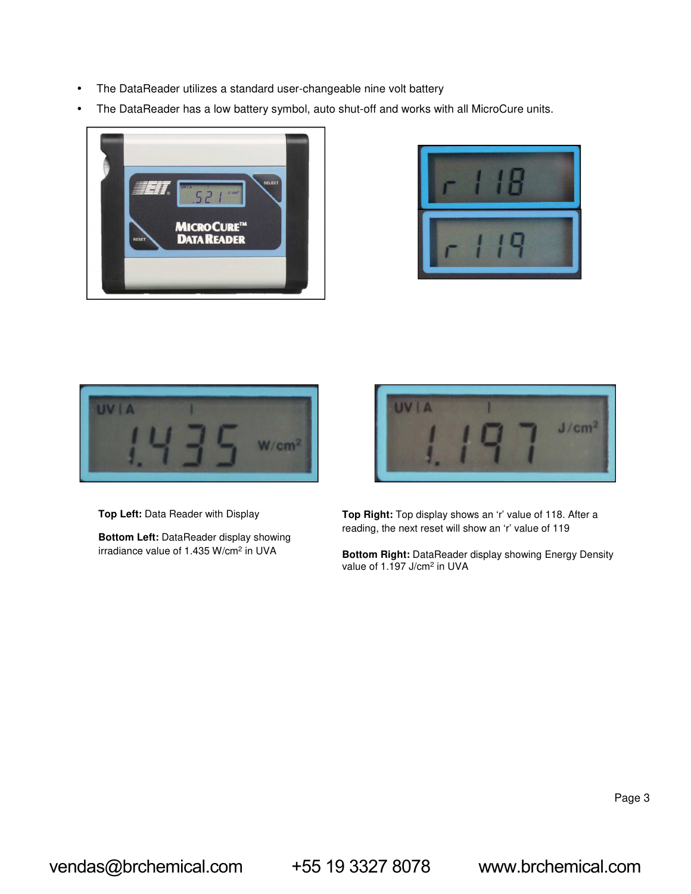- The DataReader utilizes a standard user-changeable nine volt battery
- The DataReader has a low battery symbol, auto shut-off and works with all MicroCure units.

**Top Left:** Data Reader with Display

**Bottom Left:** DataReader display showing irradiance value of 1.435 W/cm$^2$ in UVA

**Top Right:** Top display shows an 'r' value of 118. After a reading, the next reset will show an 'r' value of 119

**Bottom Right:** DataReader display showing Energy Density value of 1.197 J/cm$^2$ in UVA

vendas@brchemical.com +55 19 3327 8078 www.brchemical.com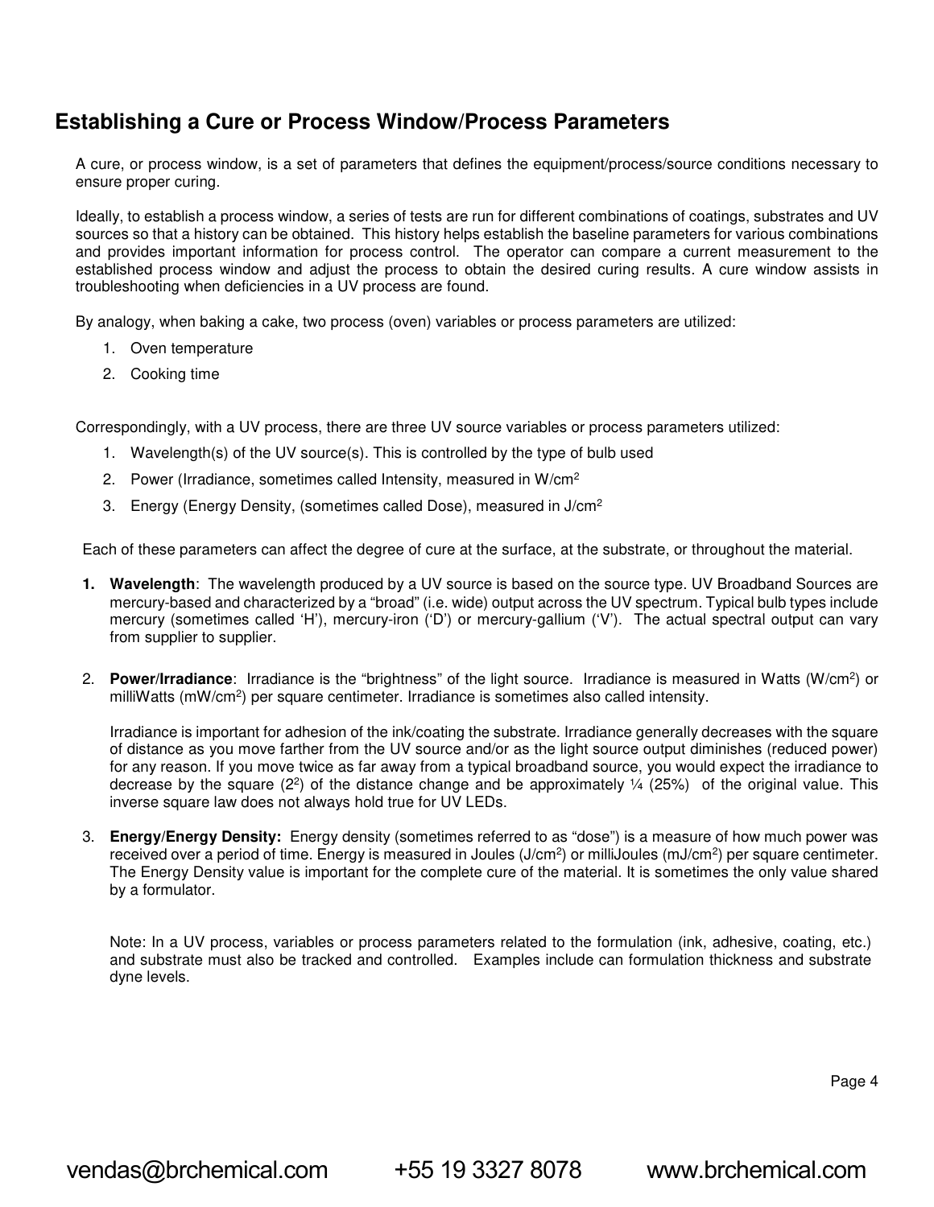## Establishing a Cure or Process Window/Process Parameters

A cure, or process window, is a set of parameters that defines the equipment/process/source conditions necessary to ensure proper curing.

Ideally, to establish a process window, a series of tests are run for different combinations of coatings, substrates and UV sources so that a history can be obtained. This history helps establish the baseline parameters for various combinations and provides important information for process control. The operator can compare a current measurement to the established process window and adjust the process to obtain the desired curing results. A cure window assists in troubleshooting when deficiencies in a UV process are found.

By analogy, when baking a cake, two process (oven) variables or process parameters are utilized:

1. Oven temperature
2. Cooking time

Correspondingly, with a UV process, there are three UV source variables or process parameters utilized:

1. Wavelength(s) of the UV source(s). This is controlled by the type of bulb used
2. Power (Irradiance, sometimes called Intensity, measured in $W/cm^2$
3. Energy (Energy Density, (sometimes called Dose), measured in $J/cm^2$

Each of these parameters can affect the degree of cure at the surface, at the substrate, or throughout the material.

1. **Wavelength**: The wavelength produced by a UV source is based on the source type. UV Broadband Sources are mercury-based and characterized by a "broad" (i.e. wide) output across the UV spectrum. Typical bulb types include mercury (sometimes called 'H'), mercury-iron ('D') or mercury-gallium ('V'). The actual spectral output can vary from supplier to supplier.

2. **Power/Irradiance**: Irradiance is the "brightness" of the light source. Irradiance is measured in Watts ($W/cm^2$) or milliWatts ($mW/cm^2$) per square centimeter. Irradiance is sometimes also called intensity.

   Irradiance is important for adhesion of the ink/coating the substrate. Irradiance generally decreases with the square of distance as you move farther from the UV source and/or as the light source output diminishes (reduced power) for any reason. If you move twice as far away from a typical broadband source, you would expect the irradiance to decrease by the square ($2^2$) of the distance change and be approximately ¼ (25%) of the original value. This inverse square law does not always hold true for UV LEDs.

3. **Energy/Energy Density:** Energy density (sometimes referred to as "dose") is a measure of how much power was received over a period of time. Energy is measured in Joules ($J/cm^2$) or milliJoules ($mJ/cm^2$) per square centimeter. The Energy Density value is important for the complete cure of the material. It is sometimes the only value shared by a formulator.

   Note: In a UV process, variables or process parameters related to the formulation (ink, adhesive, coating, etc.) and substrate must also be tracked and controlled. Examples include can formulation thickness and substrate dyne levels.

vendas@brchemical.com +55 19 3327 8078 www.brchemical.com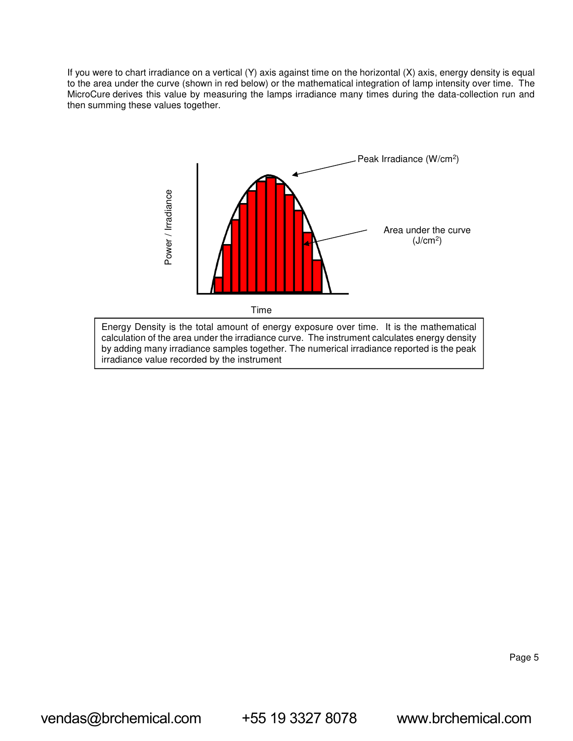If you were to chart irradiance on a vertical (Y) axis against time on the horizontal (X) axis, energy density is equal to the area under the curve (shown in red below) or the mathematical integration of lamp intensity over time. The MicroCure derives this value by measuring the lamps irradiance many times during the data-collection run and then summing these values together.

Peak Irradiance ($W/cm^2$)

Area under the curve ($J/cm^2$)

Power / Irradiance

Time

Energy Density is the total amount of energy exposure over time. It is the mathematical calculation of the area under the irradiance curve. The instrument calculates energy density by adding many irradiance samples together. The numerical irradiance reported is the peak irradiance value recorded by the instrument

vendas@brchemical.com +55 19 3327 8078 www.brchemical.com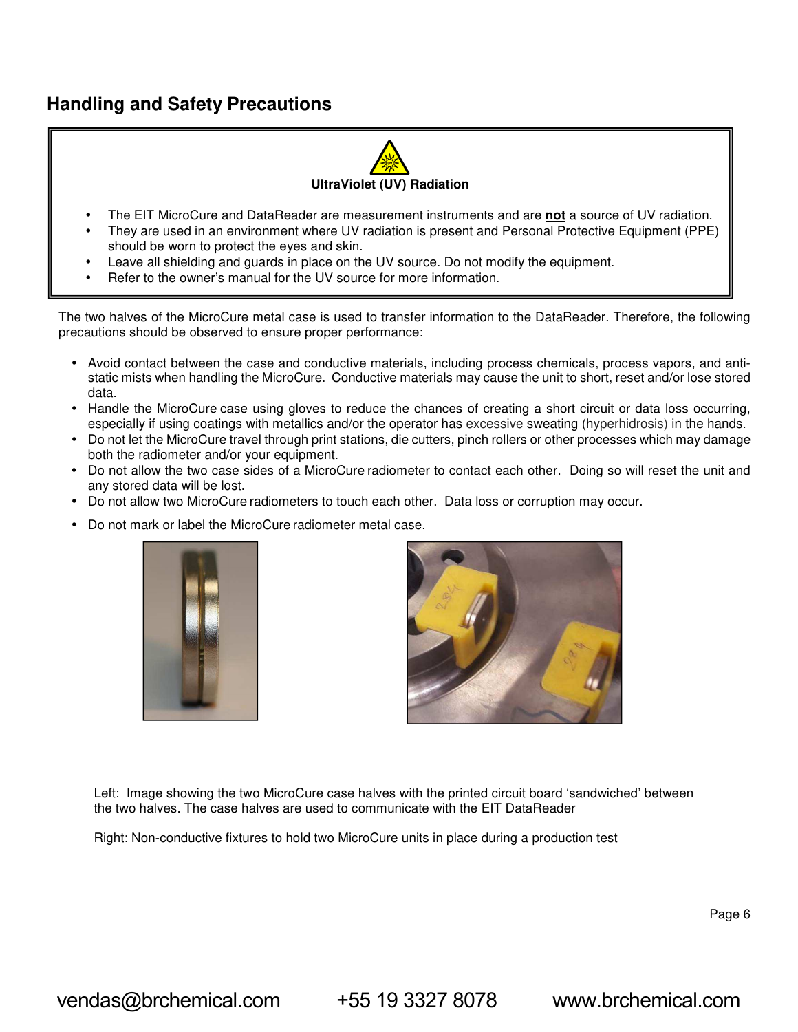## Handling and Safety Precautions

**UltraViolet (UV) Radiation**

- The EIT MicroCure and DataReader are measurement instruments and are **not** a source of UV radiation.
- They are used in an environment where UV radiation is present and Personal Protective Equipment (PPE) should be worn to protect the eyes and skin.
- Leave all shielding and guards in place on the UV source. Do not modify the equipment.
- Refer to the owner's manual for the UV source for more information.

The two halves of the MicroCure metal case is used to transfer information to the DataReader. Therefore, the following precautions should be observed to ensure proper performance:

- Avoid contact between the case and conductive materials, including process chemicals, process vapors, and anti-static mists when handling the MicroCure. Conductive materials may cause the unit to short, reset and/or lose stored data.
- Handle the MicroCure case using gloves to reduce the chances of creating a short circuit or data loss occurring, especially if using coatings with metallics and/or the operator has excessive sweating (hyperhidrosis) in the hands.
- Do not let the MicroCure travel through print stations, die cutters, pinch rollers or other processes which may damage both the radiometer and/or your equipment.
- Do not allow the two case sides of a MicroCure radiometer to contact each other. Doing so will reset the unit and any stored data will be lost.
- Do not allow two MicroCure radiometers to touch each other. Data loss or corruption may occur.
- Do not mark or label the MicroCure radiometer metal case.

Left: Image showing the two MicroCure case halves with the printed circuit board 'sandwiched' between the two halves. The case halves are used to communicate with the EIT DataReader

Right: Non-conductive fixtures to hold two MicroCure units in place during a production test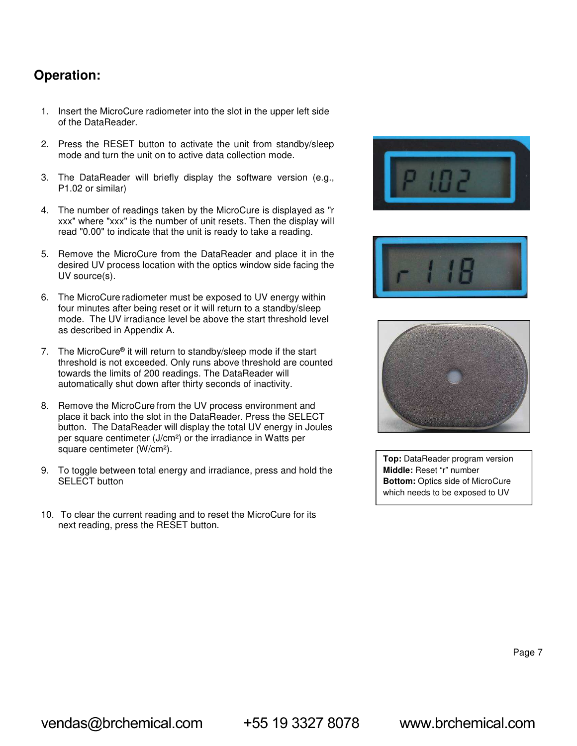## Operation:

1. Insert the MicroCure radiometer into the slot in the upper left side of the DataReader.

2. Press the RESET button to activate the unit from standby/sleep mode and turn the unit on to active data collection mode.

3. The DataReader will briefly display the software version (e.g., P1.02 or similar)

4. The number of readings taken by the MicroCure is displayed as "r xxx" where "xxx" is the number of unit resets. Then the display will read "0.00" to indicate that the unit is ready to take a reading.

5. Remove the MicroCure from the DataReader and place it in the desired UV process location with the optics window side facing the UV source(s).

6. The MicroCure radiometer must be exposed to UV energy within four minutes after being reset or it will return to a standby/sleep mode. The UV irradiance level be above the start threshold level as described in Appendix A.

7. The MicroCure® it will return to standby/sleep mode if the start threshold is not exceeded. Only runs above threshold are counted towards the limits of 200 readings. The DataReader will automatically shut down after thirty seconds of inactivity.

8. Remove the MicroCure from the UV process environment and place it back into the slot in the DataReader. Press the SELECT button. The DataReader will display the total UV energy in Joules per square centimeter ($J/cm^2$) or the irradiance in Watts per square centimeter ($W/cm^2$).

9. To toggle between total energy and irradiance, press and hold the SELECT button

10. To clear the current reading and to reset the MicroCure for its next reading, press the RESET button.

**Top:** DataReader program version
**Middle:** Reset "r" number
**Bottom:** Optics side of MicroCure which needs to be exposed to UV

vendas@brchemical.com +55 19 3327 8078 www.brchemical.com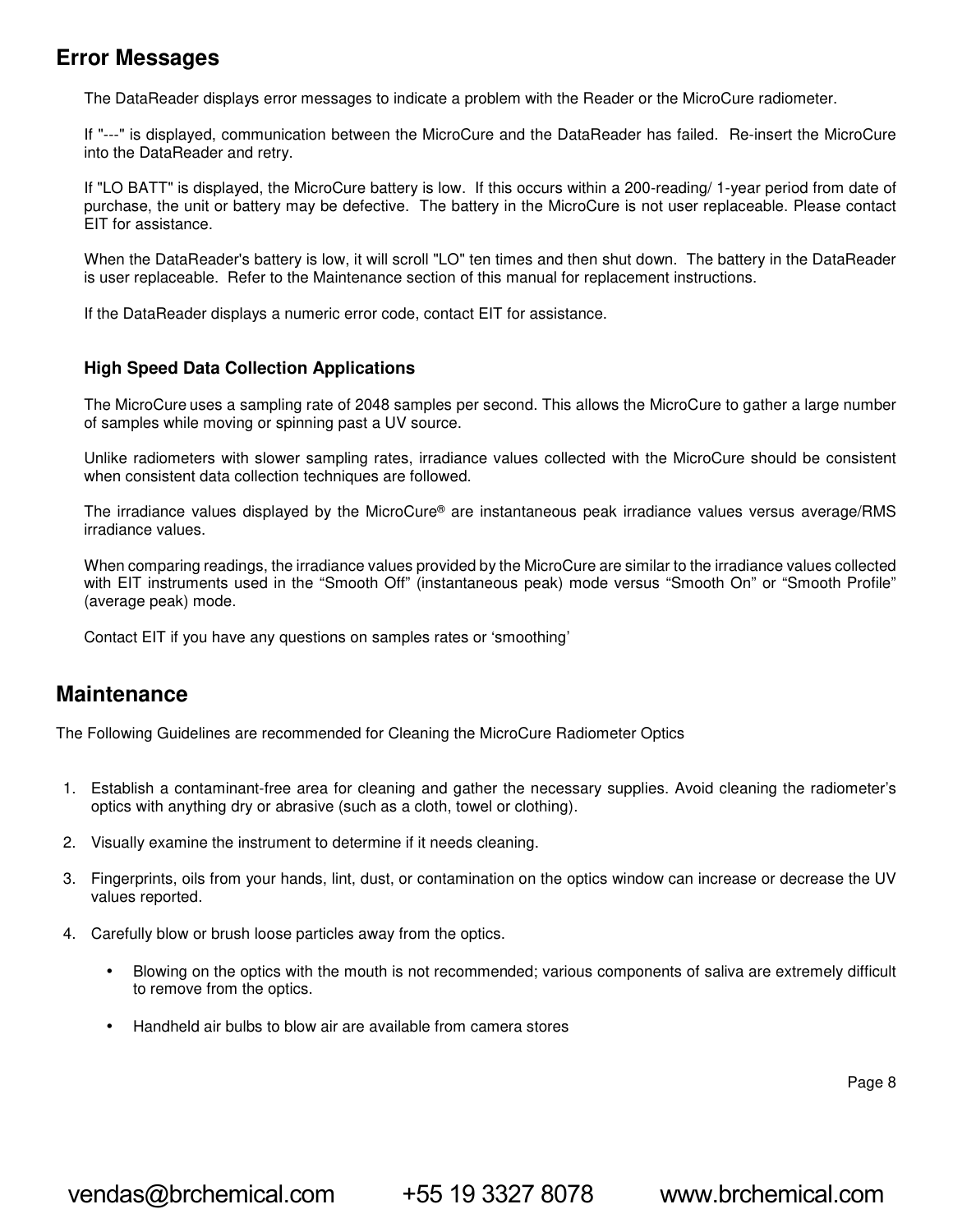## Error Messages

The DataReader displays error messages to indicate a problem with the Reader or the MicroCure radiometer.

If "---" is displayed, communication between the MicroCure and the DataReader has failed. Re-insert the MicroCure into the DataReader and retry.

If "LO BATT" is displayed, the MicroCure battery is low. If this occurs within a 200-reading/ 1-year period from date of purchase, the unit or battery may be defective. The battery in the MicroCure is not user replaceable. Please contact EIT for assistance.

When the DataReader's battery is low, it will scroll "LO" ten times and then shut down. The battery in the DataReader is user replaceable. Refer to the Maintenance section of this manual for replacement instructions.

If the DataReader displays a numeric error code, contact EIT for assistance.

### High Speed Data Collection Applications

The MicroCure uses a sampling rate of 2048 samples per second. This allows the MicroCure to gather a large number of samples while moving or spinning past a UV source.

Unlike radiometers with slower sampling rates, irradiance values collected with the MicroCure should be consistent when consistent data collection techniques are followed.

The irradiance values displayed by the MicroCure® are instantaneous peak irradiance values versus average/RMS irradiance values.

When comparing readings, the irradiance values provided by the MicroCure are similar to the irradiance values collected with EIT instruments used in the “Smooth Off” (instantaneous peak) mode versus “Smooth On” or “Smooth Profile” (average peak) mode.

Contact EIT if you have any questions on samples rates or ‘smoothing’

## Maintenance

The Following Guidelines are recommended for Cleaning the MicroCure Radiometer Optics

1. Establish a contaminant-free area for cleaning and gather the necessary supplies. Avoid cleaning the radiometer’s optics with anything dry or abrasive (such as a cloth, towel or clothing).
2. Visually examine the instrument to determine if it needs cleaning.
3. Fingerprints, oils from your hands, lint, dust, or contamination on the optics window can increase or decrease the UV values reported.
4. Carefully blow or brush loose particles away from the optics.
   - Blowing on the optics with the mouth is not recommended; various components of saliva are extremely difficult to remove from the optics.
   - Handheld air bulbs to blow air are available from camera stores

vendas@brchemical.com +55 19 3327 8078 www.brchemical.com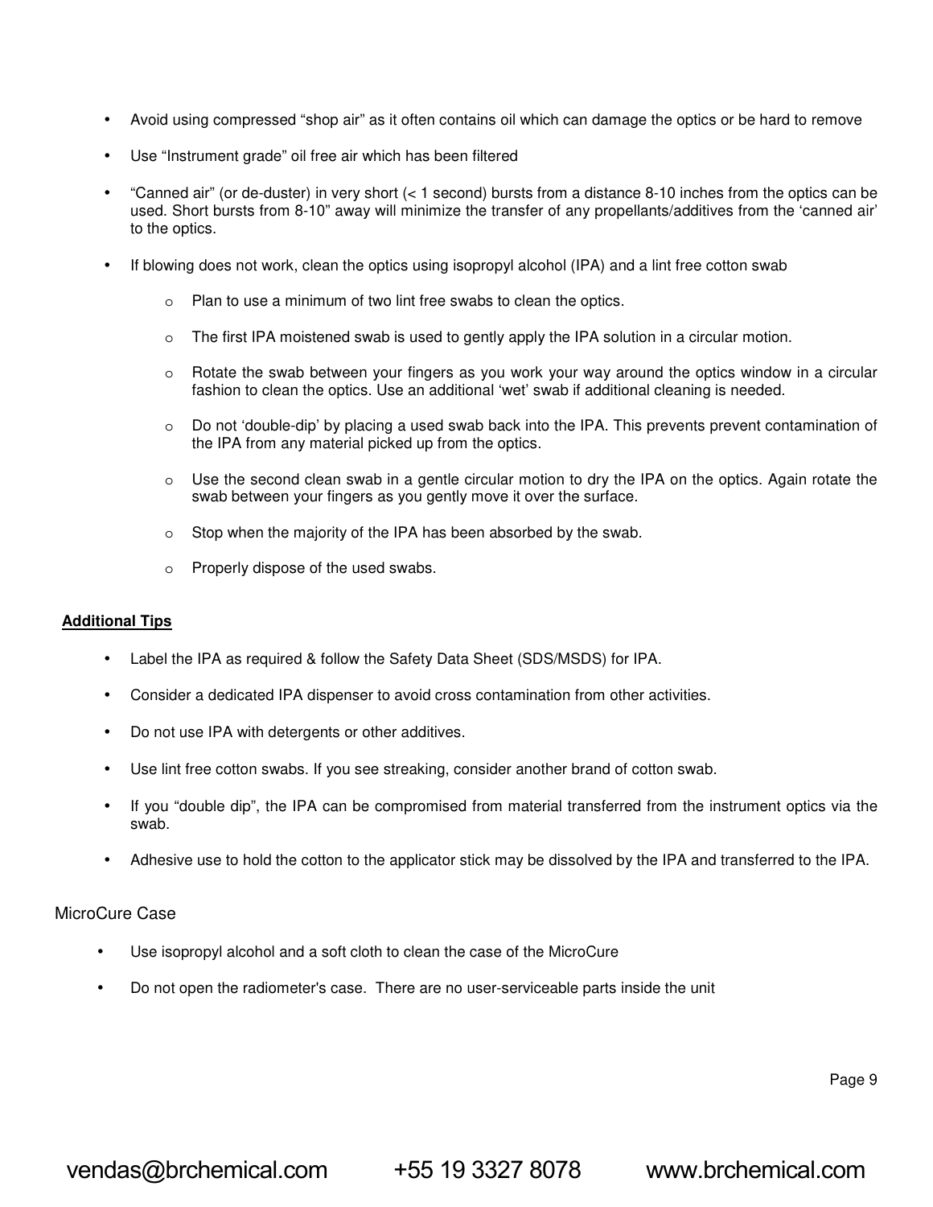- Avoid using compressed “shop air” as it often contains oil which can damage the optics or be hard to remove
- Use “Instrument grade” oil free air which has been filtered
- “Canned air” (or de-duster) in very short (< 1 second) bursts from a distance 8-10 inches from the optics can be used. Short bursts from 8-10” away will minimize the transfer of any propellants/additives from the ‘canned air’ to the optics.
- If blowing does not work, clean the optics using isopropyl alcohol (IPA) and a lint free cotton swab
  - Plan to use a minimum of two lint free swabs to clean the optics.
  - The first IPA moistened swab is used to gently apply the IPA solution in a circular motion.
  - Rotate the swab between your fingers as you work your way around the optics window in a circular fashion to clean the optics. Use an additional ‘wet’ swab if additional cleaning is needed.
  - Do not ‘double-dip’ by placing a used swab back into the IPA. This prevents prevent contamination of the IPA from any material picked up from the optics.
  - Use the second clean swab in a gentle circular motion to dry the IPA on the optics. Again rotate the swab between your fingers as you gently move it over the surface.
  - Stop when the majority of the IPA has been absorbed by the swab.
  - Properly dispose of the used swabs.

**Additional Tips**

- Label the IPA as required & follow the Safety Data Sheet (SDS/MSDS) for IPA.
- Consider a dedicated IPA dispenser to avoid cross contamination from other activities.
- Do not use IPA with detergents or other additives.
- Use lint free cotton swabs. If you see streaking, consider another brand of cotton swab.
- If you “double dip”, the IPA can be compromised from material transferred from the instrument optics via the swab.
- Adhesive use to hold the cotton to the applicator stick may be dissolved by the IPA and transferred to the IPA.

MicroCure Case

- Use isopropyl alcohol and a soft cloth to clean the case of the MicroCure
- Do not open the radiometer's case. There are no user-serviceable parts inside the unit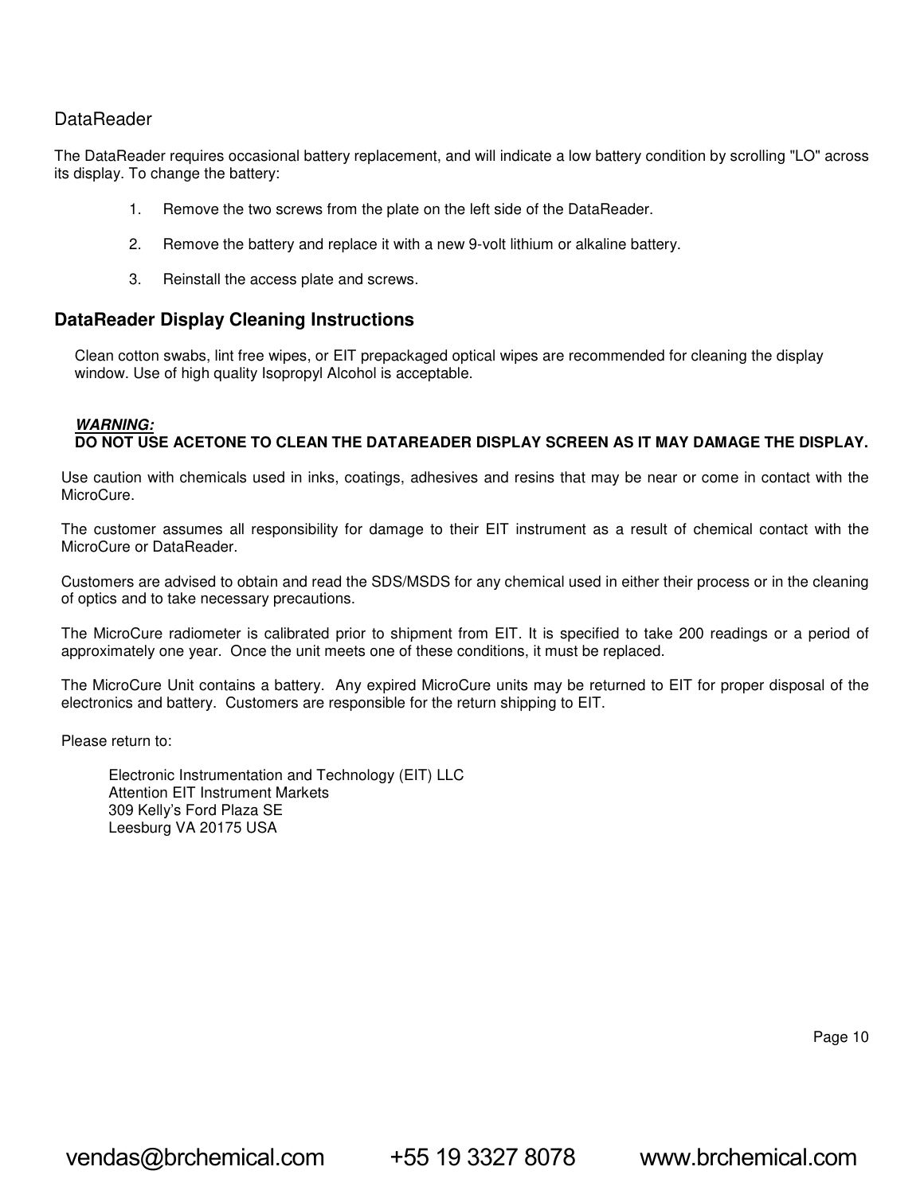DataReader

The DataReader requires occasional battery replacement, and will indicate a low battery condition by scrolling "LO" across its display. To change the battery:

1. Remove the two screws from the plate on the left side of the DataReader.
2. Remove the battery and replace it with a new 9-volt lithium or alkaline battery.
3. Reinstall the access plate and screws.

## DataReader Display Cleaning Instructions

Clean cotton swabs, lint free wipes, or EIT prepackaged optical wipes are recommended for cleaning the display window. Use of high quality Isopropyl Alcohol is acceptable.

***WARNING:***
**DO NOT USE ACETONE TO CLEAN THE DATAREADER DISPLAY SCREEN AS IT MAY DAMAGE THE DISPLAY.**

Use caution with chemicals used in inks, coatings, adhesives and resins that may be near or come in contact with the MicroCure.

The customer assumes all responsibility for damage to their EIT instrument as a result of chemical contact with the MicroCure or DataReader.

Customers are advised to obtain and read the SDS/MSDS for any chemical used in either their process or in the cleaning of optics and to take necessary precautions.

The MicroCure radiometer is calibrated prior to shipment from EIT. It is specified to take 200 readings or a period of approximately one year. Once the unit meets one of these conditions, it must be replaced.

The MicroCure Unit contains a battery. Any expired MicroCure units may be returned to EIT for proper disposal of the electronics and battery. Customers are responsible for the return shipping to EIT.

Please return to:

Electronic Instrumentation and Technology (EIT) LLC
Attention EIT Instrument Markets
309 Kelly's Ford Plaza SE
Leesburg VA 20175 USA

vendas@brchemical.com +55 19 3327 8078 www.brchemical.com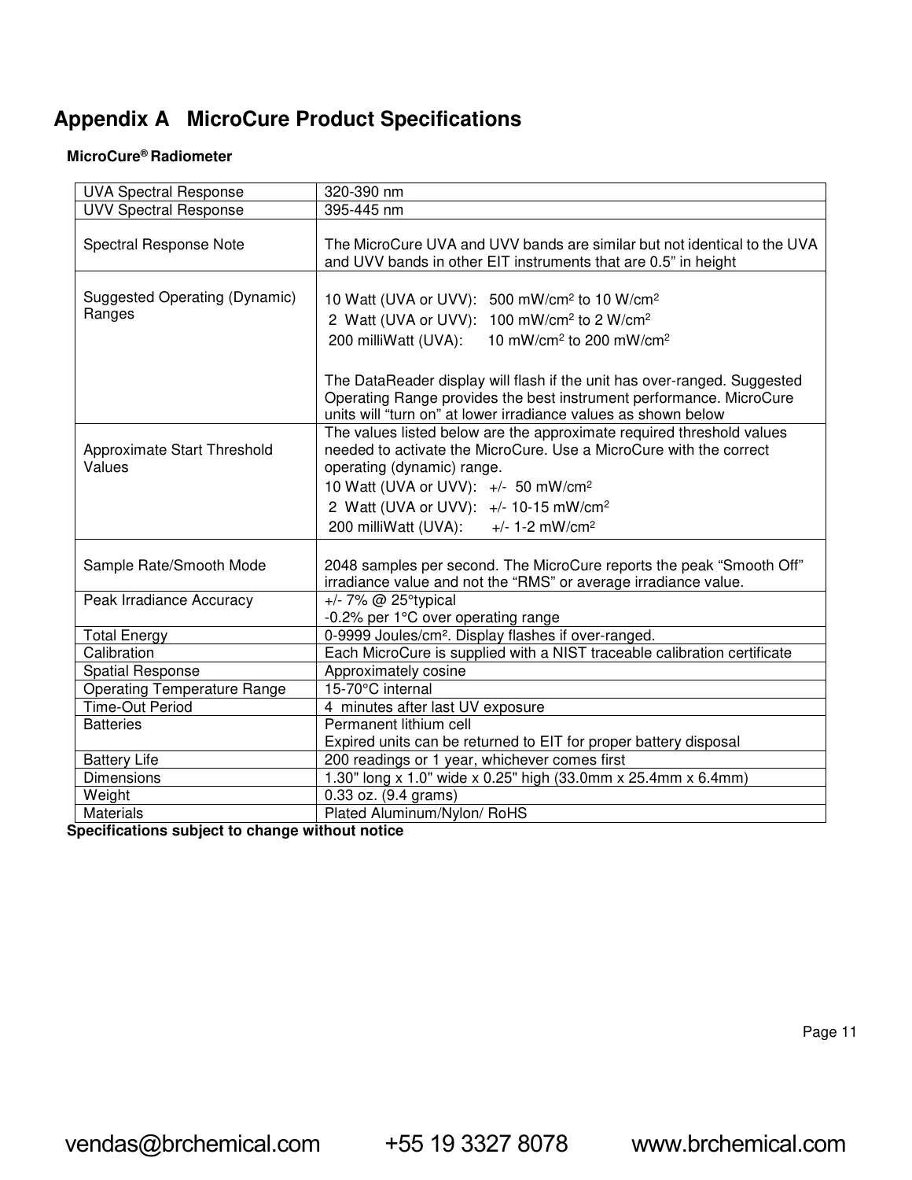# Appendix A   MicroCure Product Specifications

**MicroCure® Radiometer**

| | |
|---|---|
| UVA Spectral Response | 320-390 nm |
| UVV Spectral Response | 395-445 nm |
| Spectral Response Note | The MicroCure UVA and UVV bands are similar but not identical to the UVA and UVV bands in other EIT instruments that are 0.5" in height |
| Suggested Operating (Dynamic) Ranges | 10 Watt (UVA or UVV): 500 mW/cm² to 10 W/cm²<br>2 Watt (UVA or UVV): 100 mW/cm² to 2 W/cm²<br>200 milliWatt (UVA): 10 mW/cm² to 200 mW/cm²<br><br>The DataReader display will flash if the unit has over-ranged. Suggested Operating Range provides the best instrument performance. MicroCure units will "turn on" at lower irradiance values as shown below |
| Approximate Start Threshold Values | The values listed below are the approximate required threshold values needed to activate the MicroCure. Use a MicroCure with the correct operating (dynamic) range.<br>10 Watt (UVA or UVV): +/- 50 mW/cm²<br>2 Watt (UVA or UVV): +/- 10-15 mW/cm²<br>200 milliWatt (UVA): +/- 1-2 mW/cm² |
| Sample Rate/Smooth Mode | 2048 samples per second. The MicroCure reports the peak "Smooth Off" irradiance value and not the "RMS" or average irradiance value. |
| Peak Irradiance Accuracy | +/- 7% @ 25°typical<br>-0.2% per 1°C over operating range |
| Total Energy | 0-9999 Joules/cm². Display flashes if over-ranged. |
| Calibration | Each MicroCure is supplied with a NIST traceable calibration certificate |
| Spatial Response | Approximately cosine |
| Operating Temperature Range | 15-70°C internal |
| Time-Out Period | 4 minutes after last UV exposure |
| Batteries | Permanent lithium cell<br>Expired units can be returned to EIT for proper battery disposal |
| Battery Life | 200 readings or 1 year, whichever comes first |
| Dimensions | 1.30" long x 1.0" wide x 0.25" high (33.0mm x 25.4mm x 6.4mm) |
| Weight | 0.33 oz. (9.4 grams) |
| Materials | Plated Aluminum/Nylon/ RoHS |

**Specifications subject to change without notice**

vendas@brchemical.com +55 19 3327 8078 www.brchemical.com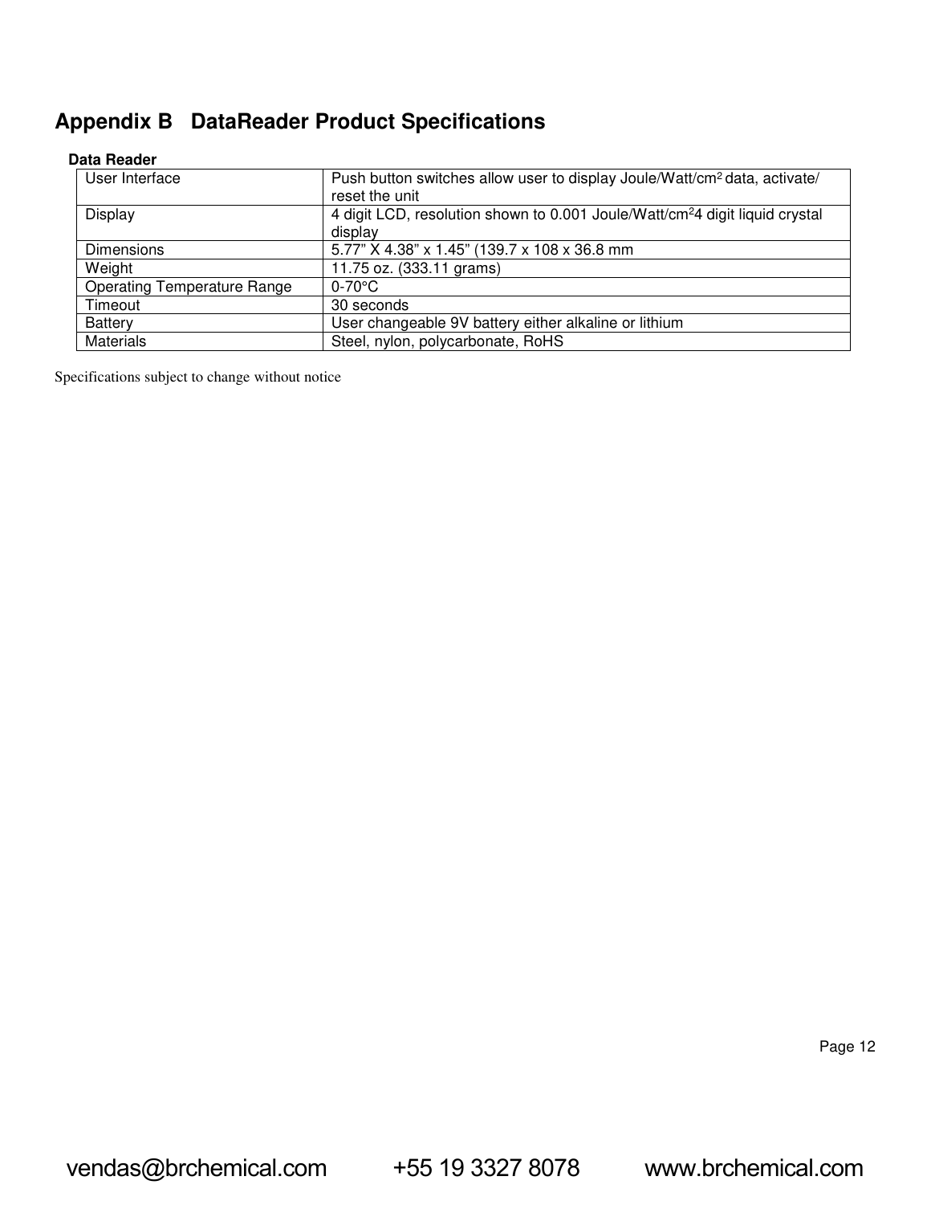## Appendix B DataReader Product Specifications

**Data Reader**

| | |
|---|---|
| User Interface | Push button switches allow user to display Joule/Watt/$cm^2$ data, activate/ reset the unit |
| Display | 4 digit LCD, resolution shown to 0.001 Joule/Watt/$cm^2$4 digit liquid crystal display |
| Dimensions | 5.77” X 4.38” x 1.45” (139.7 x 108 x 36.8 mm |
| Weight | 11.75 oz. (333.11 grams) |
| Operating Temperature Range | 0-70°C |
| Timeout | 30 seconds |
| Battery | User changeable 9V battery either alkaline or lithium |
| Materials | Steel, nylon, polycarbonate, RoHS |

Specifications subject to change without notice

vendas@brchemical.com +55 19 3327 8078 www.brchemical.com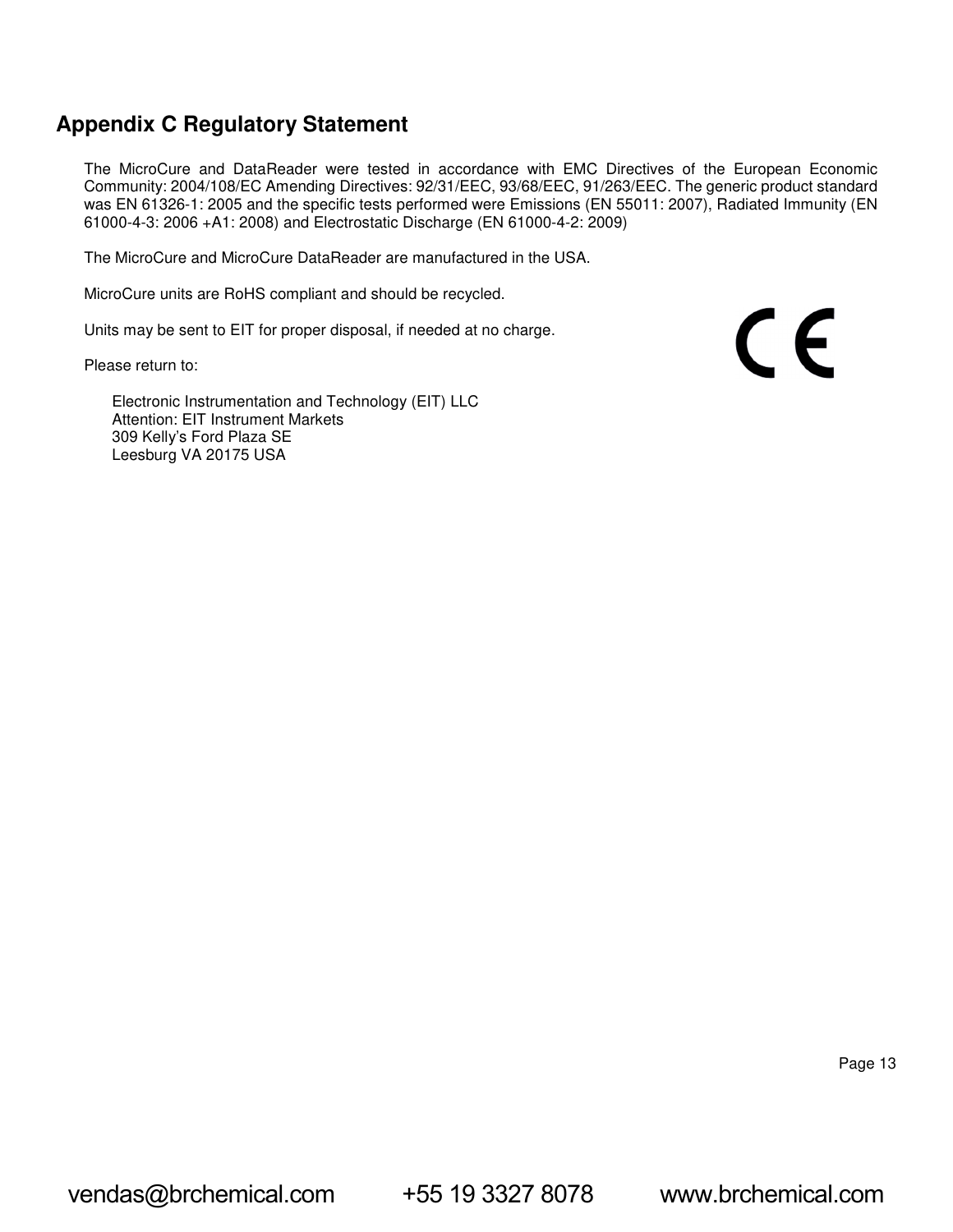## Appendix C Regulatory Statement

The MicroCure and DataReader were tested in accordance with EMC Directives of the European Economic Community: 2004/108/EC Amending Directives: 92/31/EEC, 93/68/EEC, 91/263/EEC. The generic product standard was EN 61326-1: 2005 and the specific tests performed were Emissions (EN 55011: 2007), Radiated Immunity (EN 61000-4-3: 2006 +A1: 2008) and Electrostatic Discharge (EN 61000-4-2: 2009)

The MicroCure and MicroCure DataReader are manufactured in the USA.

MicroCure units are RoHS compliant and should be recycled.

Units may be sent to EIT for proper disposal, if needed at no charge.

Please return to:

Electronic Instrumentation and Technology (EIT) LLC
Attention: EIT Instrument Markets
309 Kelly's Ford Plaza SE
Leesburg VA 20175 USA

vendas@brchemical.com +55 19 3327 8078 www.brchemical.com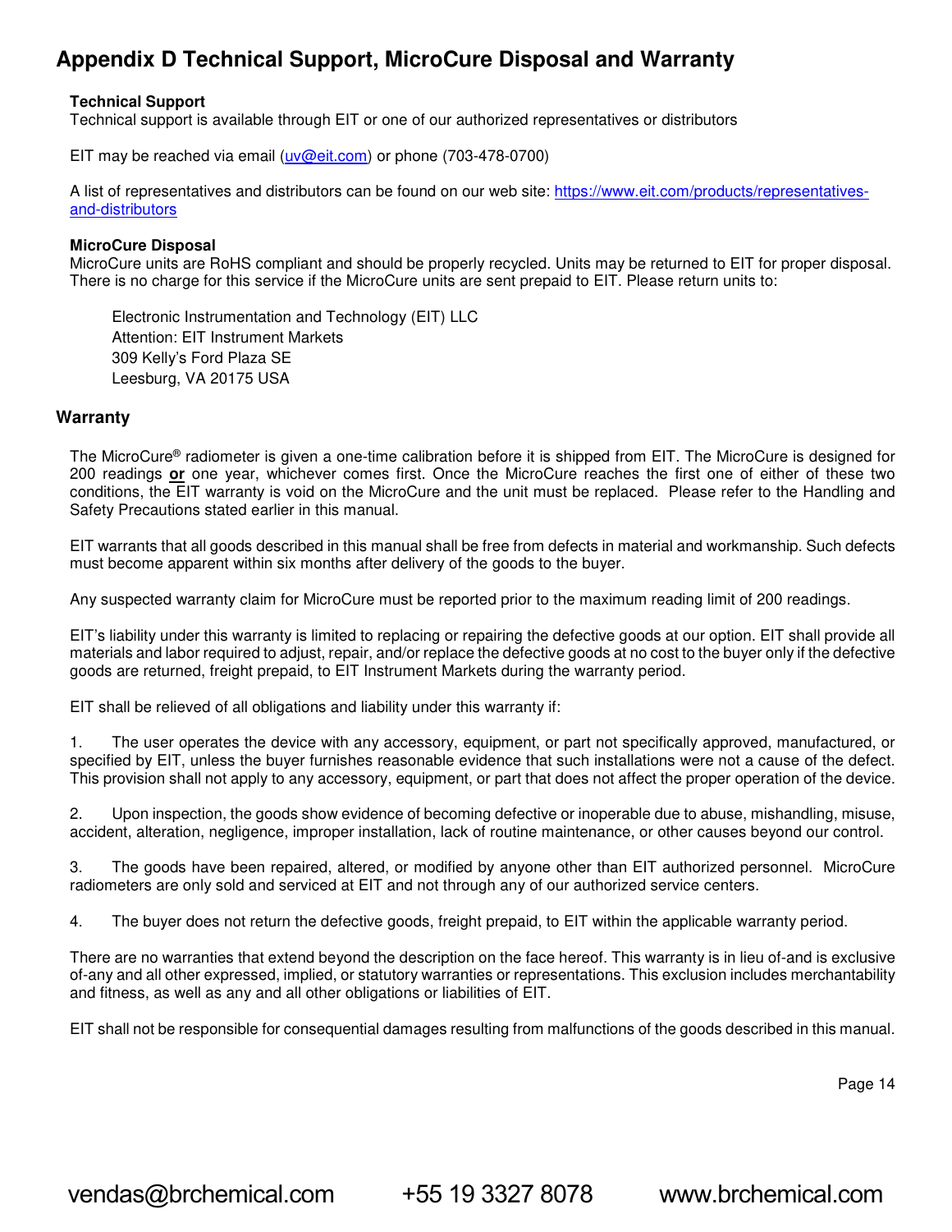# Appendix D Technical Support, MicroCure Disposal and Warranty

**Technical Support**
Technical support is available through EIT or one of our authorized representatives or distributors

EIT may be reached via email (uv@eit.com) or phone (703-478-0700)

A list of representatives and distributors can be found on our web site: https://www.eit.com/products/representatives-and-distributors

**MicroCure Disposal**
MicroCure units are RoHS compliant and should be properly recycled. Units may be returned to EIT for proper disposal. There is no charge for this service if the MicroCure units are sent prepaid to EIT. Please return units to:

Electronic Instrumentation and Technology (EIT) LLC
Attention: EIT Instrument Markets
309 Kelly's Ford Plaza SE
Leesburg, VA 20175 USA

## Warranty

The MicroCure® radiometer is given a one-time calibration before it is shipped from EIT. The MicroCure is designed for 200 readings **or** one year, whichever comes first. Once the MicroCure reaches the first one of either of these two conditions, the EIT warranty is void on the MicroCure and the unit must be replaced. Please refer to the Handling and Safety Precautions stated earlier in this manual.

EIT warrants that all goods described in this manual shall be free from defects in material and workmanship. Such defects must become apparent within six months after delivery of the goods to the buyer.

Any suspected warranty claim for MicroCure must be reported prior to the maximum reading limit of 200 readings.

EIT's liability under this warranty is limited to replacing or repairing the defective goods at our option. EIT shall provide all materials and labor required to adjust, repair, and/or replace the defective goods at no cost to the buyer only if the defective goods are returned, freight prepaid, to EIT Instrument Markets during the warranty period.

EIT shall be relieved of all obligations and liability under this warranty if:

1. The user operates the device with any accessory, equipment, or part not specifically approved, manufactured, or specified by EIT, unless the buyer furnishes reasonable evidence that such installations were not a cause of the defect. This provision shall not apply to any accessory, equipment, or part that does not affect the proper operation of the device.

2. Upon inspection, the goods show evidence of becoming defective or inoperable due to abuse, mishandling, misuse, accident, alteration, negligence, improper installation, lack of routine maintenance, or other causes beyond our control.

3. The goods have been repaired, altered, or modified by anyone other than EIT authorized personnel. MicroCure radiometers are only sold and serviced at EIT and not through any of our authorized service centers.

4. The buyer does not return the defective goods, freight prepaid, to EIT within the applicable warranty period.

There are no warranties that extend beyond the description on the face hereof. This warranty is in lieu of-and is exclusive of-any and all other expressed, implied, or statutory warranties or representations. This exclusion includes merchantability and fitness, as well as any and all other obligations or liabilities of EIT.

EIT shall not be responsible for consequential damages resulting from malfunctions of the goods described in this manual.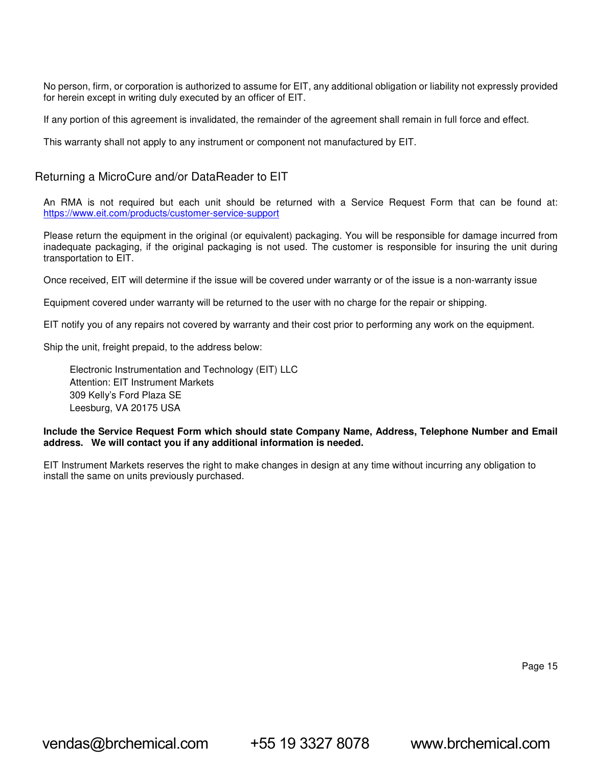No person, firm, or corporation is authorized to assume for EIT, any additional obligation or liability not expressly provided for herein except in writing duly executed by an officer of EIT.

If any portion of this agreement is invalidated, the remainder of the agreement shall remain in full force and effect.

This warranty shall not apply to any instrument or component not manufactured by EIT.

## Returning a MicroCure and/or DataReader to EIT

An RMA is not required but each unit should be returned with a Service Request Form that can be found at: https://www.eit.com/products/customer-service-support

Please return the equipment in the original (or equivalent) packaging. You will be responsible for damage incurred from inadequate packaging, if the original packaging is not used. The customer is responsible for insuring the unit during transportation to EIT.

Once received, EIT will determine if the issue will be covered under warranty or of the issue is a non-warranty issue

Equipment covered under warranty will be returned to the user with no charge for the repair or shipping.

EIT notify you of any repairs not covered by warranty and their cost prior to performing any work on the equipment.

Ship the unit, freight prepaid, to the address below:

Electronic Instrumentation and Technology (EIT) LLC
Attention: EIT Instrument Markets
309 Kelly's Ford Plaza SE
Leesburg, VA 20175 USA

**Include the Service Request Form which should state Company Name, Address, Telephone Number and Email address. We will contact you if any additional information is needed.**

EIT Instrument Markets reserves the right to make changes in design at any time without incurring any obligation to install the same on units previously purchased.